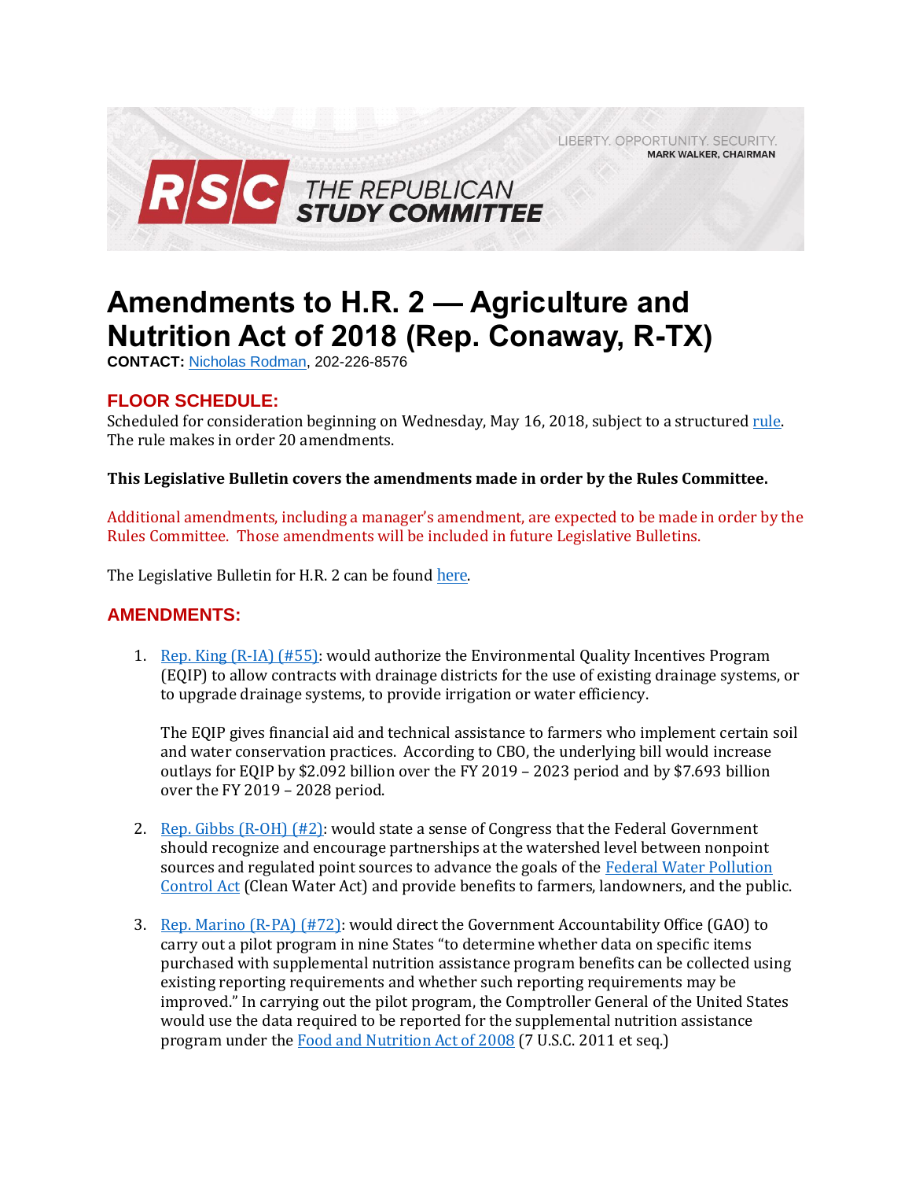LIBERTY. OPPORTUNITY. SECURITY.
MARK WALKER, CHAIRMAN

RSC THE REPUBLICAN STUDY COMMITTEE

# Amendments to H.R. 2 — Agriculture and Nutrition Act of 2018 (Rep. Conaway, R-TX)

**CONTACT:** Nicholas Rodman, 202-226-8576

## FLOOR SCHEDULE:

Scheduled for consideration beginning on Wednesday, May 16, 2018, subject to a structured rule. The rule makes in order 20 amendments.

**This Legislative Bulletin covers the amendments made in order by the Rules Committee.**

Additional amendments, including a manager's amendment, are expected to be made in order by the Rules Committee. Those amendments will be included in future Legislative Bulletins.

The Legislative Bulletin for H.R. 2 can be found here.

## AMENDMENTS:

1. Rep. King (R-IA) (#55): would authorize the Environmental Quality Incentives Program (EQIP) to allow contracts with drainage districts for the use of existing drainage systems, or to upgrade drainage systems, to provide irrigation or water efficiency.

   The EQIP gives financial aid and technical assistance to farmers who implement certain soil and water conservation practices. According to CBO, the underlying bill would increase outlays for EQIP by $2.092 billion over the FY 2019 – 2023 period and by $7.693 billion over the FY 2019 – 2028 period.

2. Rep. Gibbs (R-OH) (#2): would state a sense of Congress that the Federal Government should recognize and encourage partnerships at the watershed level between nonpoint sources and regulated point sources to advance the goals of the Federal Water Pollution Control Act (Clean Water Act) and provide benefits to farmers, landowners, and the public.

3. Rep. Marino (R-PA) (#72): would direct the Government Accountability Office (GAO) to carry out a pilot program in nine States "to determine whether data on specific items purchased with supplemental nutrition assistance program benefits can be collected using existing reporting requirements and whether such reporting requirements may be improved." In carrying out the pilot program, the Comptroller General of the United States would use the data required to be reported for the supplemental nutrition assistance program under the Food and Nutrition Act of 2008 (7 U.S.C. 2011 et seq.)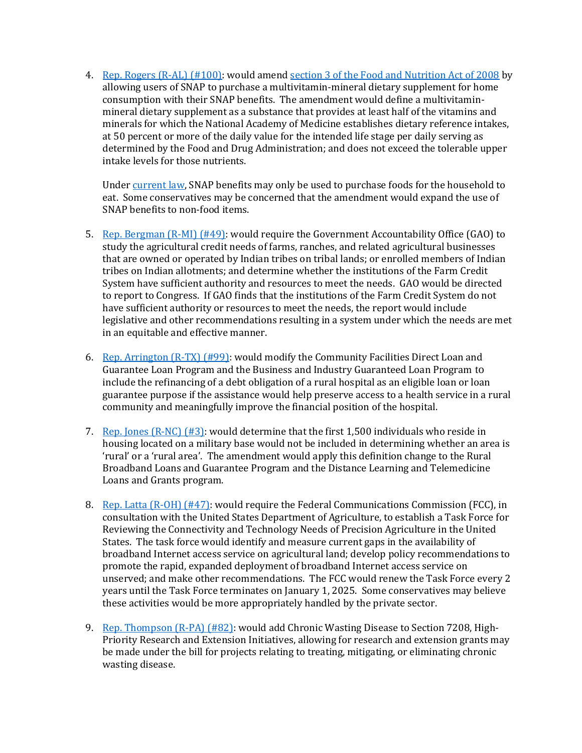4. [Rep. Rogers (R-AL) (#100)]: would amend [section 3 of the Food and Nutrition Act of 2008] by allowing users of SNAP to purchase a multivitamin-mineral dietary supplement for home consumption with their SNAP benefits. The amendment would define a multivitamin-mineral dietary supplement as a substance that provides at least half of the vitamins and minerals for which the National Academy of Medicine establishes dietary reference intakes, at 50 percent or more of the daily value for the intended life stage per daily serving as determined by the Food and Drug Administration; and does not exceed the tolerable upper intake levels for those nutrients.

   Under [current law], SNAP benefits may only be used to purchase foods for the household to eat. Some conservatives may be concerned that the amendment would expand the use of SNAP benefits to non-food items.

5. [Rep. Bergman (R-MI) (#49)]: would require the Government Accountability Office (GAO) to study the agricultural credit needs of farms, ranches, and related agricultural businesses that are owned or operated by Indian tribes on tribal lands; or enrolled members of Indian tribes on Indian allotments; and determine whether the institutions of the Farm Credit System have sufficient authority and resources to meet the needs. GAO would be directed to report to Congress. If GAO finds that the institutions of the Farm Credit System do not have sufficient authority or resources to meet the needs, the report would include legislative and other recommendations resulting in a system under which the needs are met in an equitable and effective manner.

6. [Rep. Arrington (R-TX) (#99)]: would modify the Community Facilities Direct Loan and Guarantee Loan Program and the Business and Industry Guaranteed Loan Program to include the refinancing of a debt obligation of a rural hospital as an eligible loan or loan guarantee purpose if the assistance would help preserve access to a health service in a rural community and meaningfully improve the financial position of the hospital.

7. [Rep. Jones (R-NC) (#3)]: would determine that the first 1,500 individuals who reside in housing located on a military base would not be included in determining whether an area is 'rural' or a 'rural area'. The amendment would apply this definition change to the Rural Broadband Loans and Guarantee Program and the Distance Learning and Telemedicine Loans and Grants program.

8. [Rep. Latta (R-OH) (#47)]: would require the Federal Communications Commission (FCC), in consultation with the United States Department of Agriculture, to establish a Task Force for Reviewing the Connectivity and Technology Needs of Precision Agriculture in the United States. The task force would identify and measure current gaps in the availability of broadband Internet access service on agricultural land; develop policy recommendations to promote the rapid, expanded deployment of broadband Internet access service on unserved; and make other recommendations. The FCC would renew the Task Force every 2 years until the Task Force terminates on January 1, 2025. Some conservatives may believe these activities would be more appropriately handled by the private sector.

9. [Rep. Thompson (R-PA) (#82)]: would add Chronic Wasting Disease to Section 7208, High-Priority Research and Extension Initiatives, allowing for research and extension grants may be made under the bill for projects relating to treating, mitigating, or eliminating chronic wasting disease.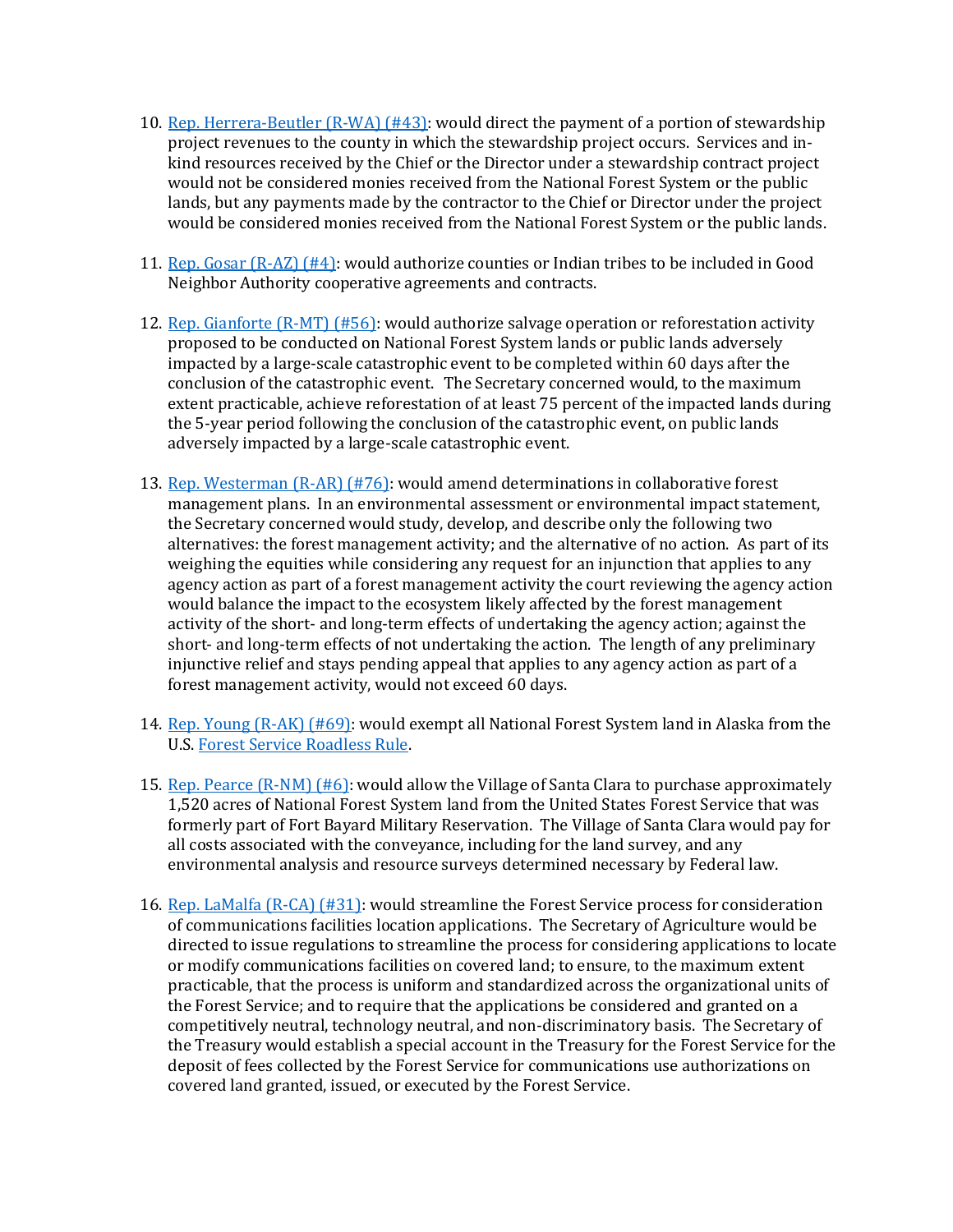10. [Rep. Herrera-Beutler (R-WA) (#43)]: would direct the payment of a portion of stewardship project revenues to the county in which the stewardship project occurs. Services and in-kind resources received by the Chief or the Director under a stewardship contract project would not be considered monies received from the National Forest System or the public lands, but any payments made by the contractor to the Chief or Director under the project would be considered monies received from the National Forest System or the public lands.

11. [Rep. Gosar (R-AZ) (#4)]: would authorize counties or Indian tribes to be included in Good Neighbor Authority cooperative agreements and contracts.

12. [Rep. Gianforte (R-MT) (#56)]: would authorize salvage operation or reforestation activity proposed to be conducted on National Forest System lands or public lands adversely impacted by a large-scale catastrophic event to be completed within 60 days after the conclusion of the catastrophic event. The Secretary concerned would, to the maximum extent practicable, achieve reforestation of at least 75 percent of the impacted lands during the 5-year period following the conclusion of the catastrophic event, on public lands adversely impacted by a large-scale catastrophic event.

13. [Rep. Westerman (R-AR) (#76)]: would amend determinations in collaborative forest management plans. In an environmental assessment or environmental impact statement, the Secretary concerned would study, develop, and describe only the following two alternatives: the forest management activity; and the alternative of no action. As part of its weighing the equities while considering any request for an injunction that applies to any agency action as part of a forest management activity the court reviewing the agency action would balance the impact to the ecosystem likely affected by the forest management activity of the short- and long-term effects of undertaking the agency action; against the short- and long-term effects of not undertaking the action. The length of any preliminary injunctive relief and stays pending appeal that applies to any agency action as part of a forest management activity, would not exceed 60 days.

14. [Rep. Young (R-AK) (#69)]: would exempt all National Forest System land in Alaska from the U.S. [Forest Service Roadless Rule].

15. [Rep. Pearce (R-NM) (#6)]: would allow the Village of Santa Clara to purchase approximately 1,520 acres of National Forest System land from the United States Forest Service that was formerly part of Fort Bayard Military Reservation. The Village of Santa Clara would pay for all costs associated with the conveyance, including for the land survey, and any environmental analysis and resource surveys determined necessary by Federal law.

16. [Rep. LaMalfa (R-CA) (#31)]: would streamline the Forest Service process for consideration of communications facilities location applications. The Secretary of Agriculture would be directed to issue regulations to streamline the process for considering applications to locate or modify communications facilities on covered land; to ensure, to the maximum extent practicable, that the process is uniform and standardized across the organizational units of the Forest Service; and to require that the applications be considered and granted on a competitively neutral, technology neutral, and non-discriminatory basis. The Secretary of the Treasury would establish a special account in the Treasury for the Forest Service for the deposit of fees collected by the Forest Service for communications use authorizations on covered land granted, issued, or executed by the Forest Service.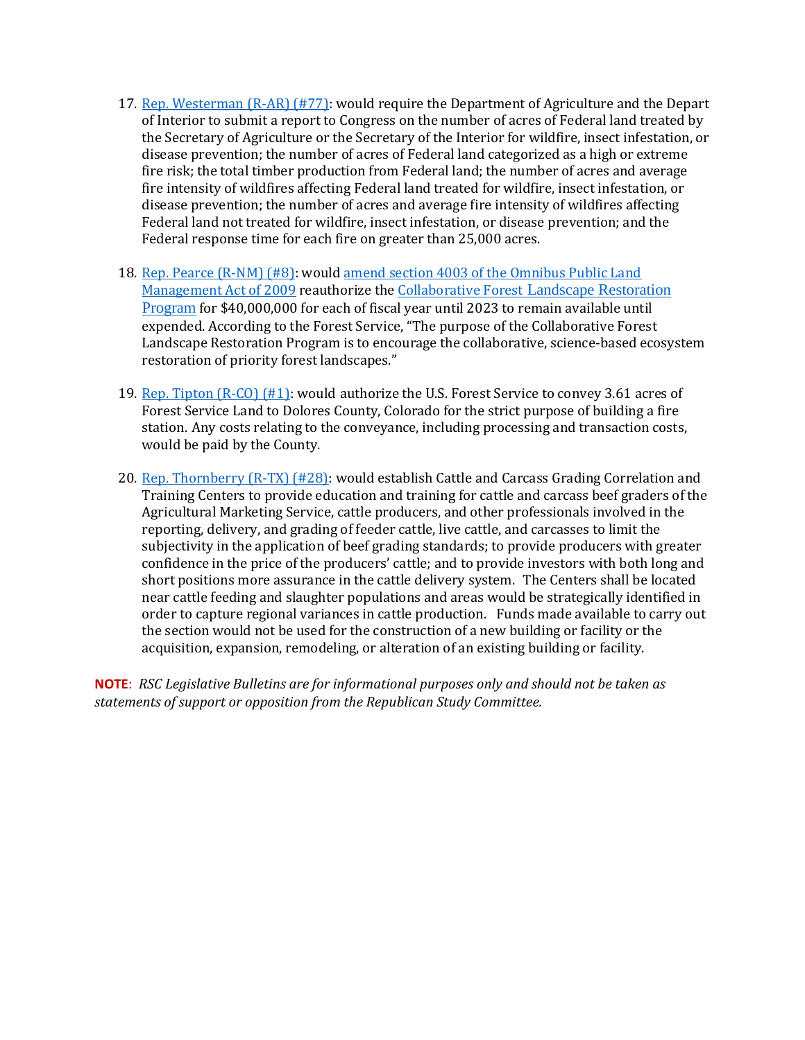17. [Rep. Westerman (R-AR) (#77)](): would require the Department of Agriculture and the Depart of Interior to submit a report to Congress on the number of acres of Federal land treated by the Secretary of Agriculture or the Secretary of the Interior for wildfire, insect infestation, or disease prevention; the number of acres of Federal land categorized as a high or extreme fire risk; the total timber production from Federal land; the number of acres and average fire intensity of wildfires affecting Federal land treated for wildfire, insect infestation, or disease prevention; the number of acres and average fire intensity of wildfires affecting Federal land not treated for wildfire, insect infestation, or disease prevention; and the Federal response time for each fire on greater than 25,000 acres.

18. [Rep. Pearce (R-NM) (#8)](): would [amend section 4003 of the Omnibus Public Land Management Act of 2009]() reauthorize the [Collaborative Forest Landscape Restoration Program]() for $40,000,000 for each of fiscal year until 2023 to remain available until expended. According to the Forest Service, "The purpose of the Collaborative Forest Landscape Restoration Program is to encourage the collaborative, science-based ecosystem restoration of priority forest landscapes."

19. [Rep. Tipton (R-CO) (#1)](): would authorize the U.S. Forest Service to convey 3.61 acres of Forest Service Land to Dolores County, Colorado for the strict purpose of building a fire station. Any costs relating to the conveyance, including processing and transaction costs, would be paid by the County.

20. [Rep. Thornberry (R-TX) (#28)](): would establish Cattle and Carcass Grading Correlation and Training Centers to provide education and training for cattle and carcass beef graders of the Agricultural Marketing Service, cattle producers, and other professionals involved in the reporting, delivery, and grading of feeder cattle, live cattle, and carcasses to limit the subjectivity in the application of beef grading standards; to provide producers with greater confidence in the price of the producers' cattle; and to provide investors with both long and short positions more assurance in the cattle delivery system. The Centers shall be located near cattle feeding and slaughter populations and areas would be strategically identified in order to capture regional variances in cattle production. Funds made available to carry out the section would not be used for the construction of a new building or facility or the acquisition, expansion, remodeling, or alteration of an existing building or facility.

**NOTE**: *RSC Legislative Bulletins are for informational purposes only and should not be taken as statements of support or opposition from the Republican Study Committee.*